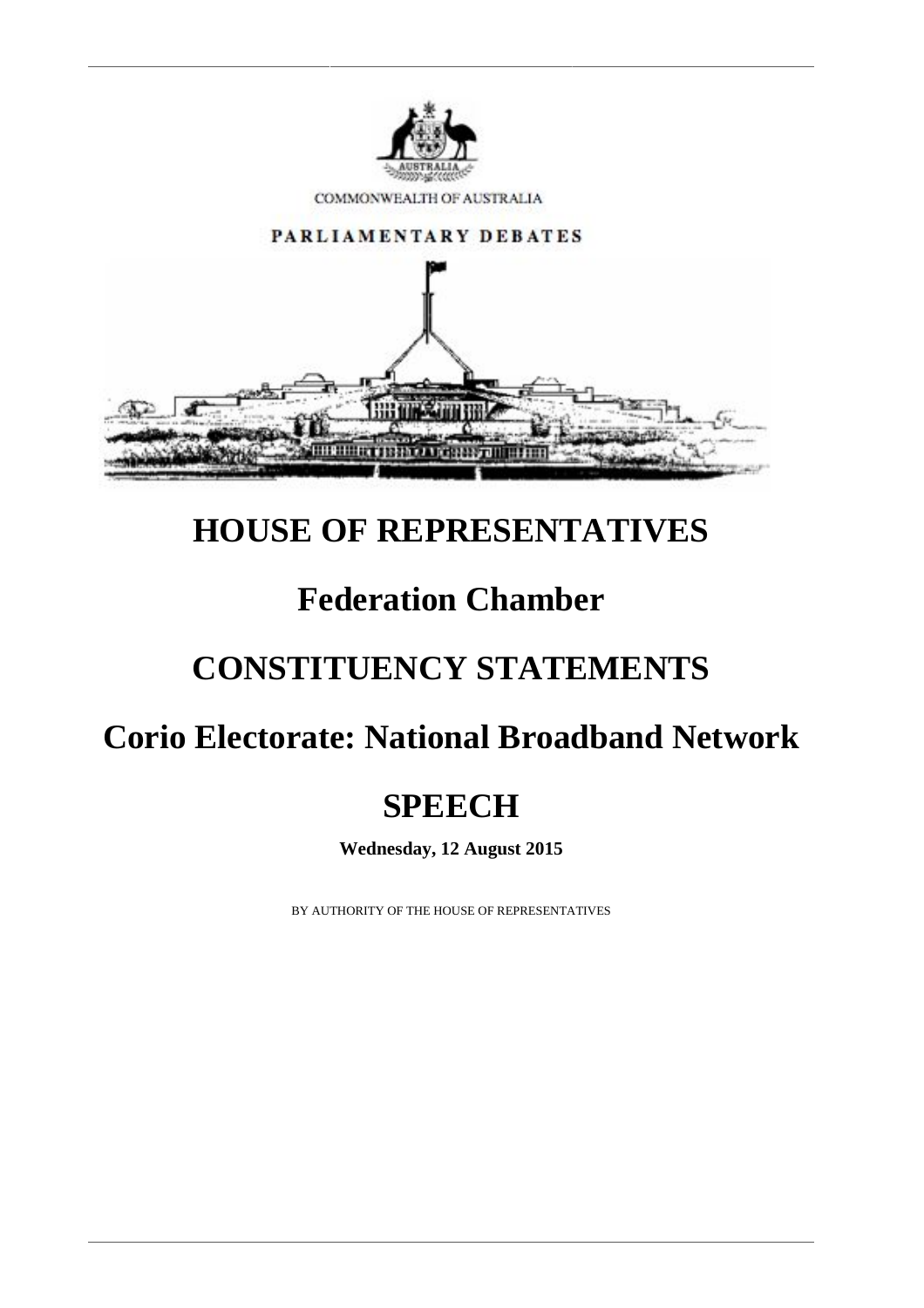COMMONWEALTH OF AUSTRALIA

PARLIAMENTARY DEBATES

# HOUSE OF REPRESENTATIVES

## Federation Chamber

## CONSTITUENCY STATEMENTS

## Corio Electorate: National Broadband Network

## SPEECH

**Wednesday, 12 August 2015**

BY AUTHORITY OF THE HOUSE OF REPRESENTATIVES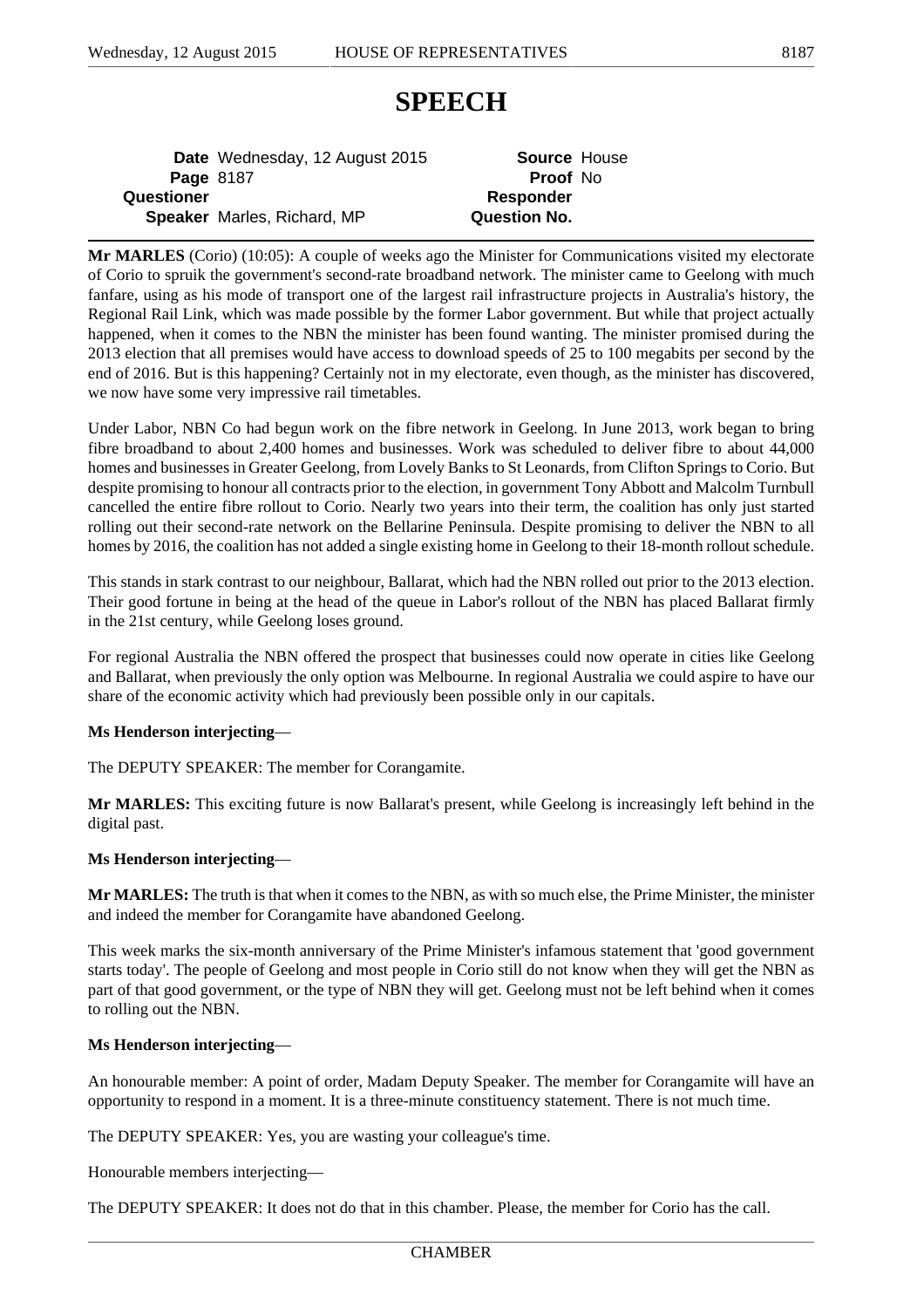# SPEECH

| Date | Wednesday, 12 August 2015 | Source | House |
|---|---|---|---|
| Page | 8187 | Proof | No |
| Questioner | | Responder | |
| Speaker | Marles, Richard, MP | Question No. | |

**Mr MARLES** (Corio) (10:05): A couple of weeks ago the Minister for Communications visited my electorate of Corio to spruik the government's second-rate broadband network. The minister came to Geelong with much fanfare, using as his mode of transport one of the largest rail infrastructure projects in Australia's history, the Regional Rail Link, which was made possible by the former Labor government. But while that project actually happened, when it comes to the NBN the minister has been found wanting. The minister promised during the 2013 election that all premises would have access to download speeds of 25 to 100 megabits per second by the end of 2016. But is this happening? Certainly not in my electorate, even though, as the minister has discovered, we now have some very impressive rail timetables.

Under Labor, NBN Co had begun work on the fibre network in Geelong. In June 2013, work began to bring fibre broadband to about 2,400 homes and businesses. Work was scheduled to deliver fibre to about 44,000 homes and businesses in Greater Geelong, from Lovely Banks to St Leonards, from Clifton Springs to Corio. But despite promising to honour all contracts prior to the election, in government Tony Abbott and Malcolm Turnbull cancelled the entire fibre rollout to Corio. Nearly two years into their term, the coalition has only just started rolling out their second-rate network on the Bellarine Peninsula. Despite promising to deliver the NBN to all homes by 2016, the coalition has not added a single existing home in Geelong to their 18-month rollout schedule.

This stands in stark contrast to our neighbour, Ballarat, which had the NBN rolled out prior to the 2013 election. Their good fortune in being at the head of the queue in Labor's rollout of the NBN has placed Ballarat firmly in the 21st century, while Geelong loses ground.

For regional Australia the NBN offered the prospect that businesses could now operate in cities like Geelong and Ballarat, when previously the only option was Melbourne. In regional Australia we could aspire to have our share of the economic activity which had previously been possible only in our capitals.

**Ms Henderson interjecting**—

The DEPUTY SPEAKER: The member for Corangamite.

**Mr MARLES:** This exciting future is now Ballarat's present, while Geelong is increasingly left behind in the digital past.

**Ms Henderson interjecting**—

**Mr MARLES:** The truth is that when it comes to the NBN, as with so much else, the Prime Minister, the minister and indeed the member for Corangamite have abandoned Geelong.

This week marks the six-month anniversary of the Prime Minister's infamous statement that 'good government starts today'. The people of Geelong and most people in Corio still do not know when they will get the NBN as part of that good government, or the type of NBN they will get. Geelong must not be left behind when it comes to rolling out the NBN.

**Ms Henderson interjecting**—

An honourable member: A point of order, Madam Deputy Speaker. The member for Corangamite will have an opportunity to respond in a moment. It is a three-minute constituency statement. There is not much time.

The DEPUTY SPEAKER: Yes, you are wasting your colleague's time.

Honourable members interjecting—

The DEPUTY SPEAKER: It does not do that in this chamber. Please, the member for Corio has the call.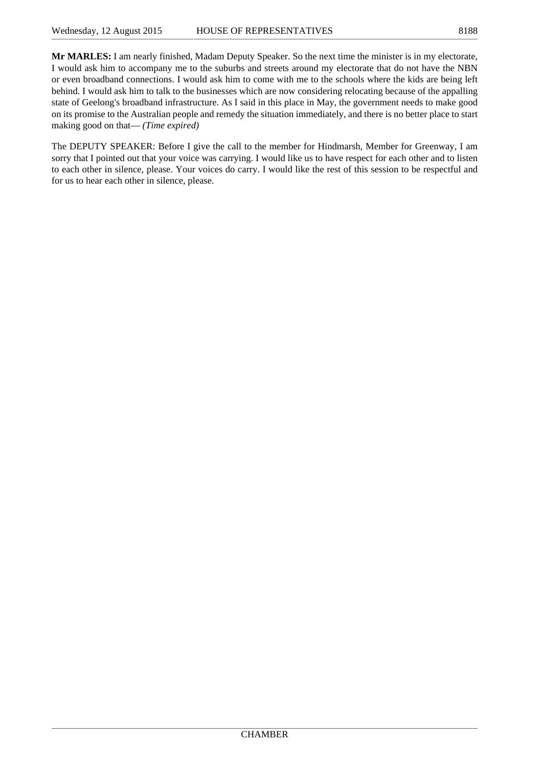**Mr MARLES:** I am nearly finished, Madam Deputy Speaker. So the next time the minister is in my electorate, I would ask him to accompany me to the suburbs and streets around my electorate that do not have the NBN or even broadband connections. I would ask him to come with me to the schools where the kids are being left behind. I would ask him to talk to the businesses which are now considering relocating because of the appalling state of Geelong's broadband infrastructure. As I said in this place in May, the government needs to make good on its promise to the Australian people and remedy the situation immediately, and there is no better place to start making good on that— *(Time expired)*

The DEPUTY SPEAKER: Before I give the call to the member for Hindmarsh, Member for Greenway, I am sorry that I pointed out that your voice was carrying. I would like us to have respect for each other and to listen to each other in silence, please. Your voices do carry. I would like the rest of this session to be respectful and for us to hear each other in silence, please.